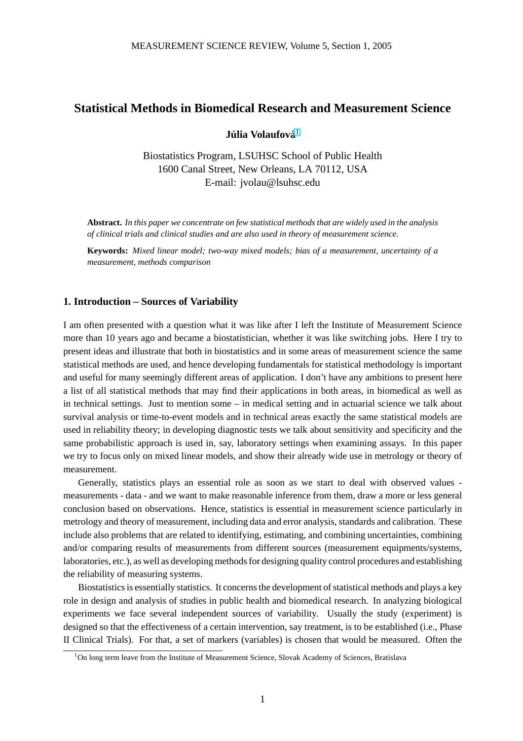# Statistical Methods in Biomedical Research and Measurement Science

**Júlia Volaufová**[1]

Biostatistics Program, LSUHSC School of Public Health
1600 Canal Street, New Orleans, LA 70112, USA
E-mail: jvolau@lsuhsc.edu

**Abstract.** *In this paper we concentrate on few statistical methods that are widely used in the analysis of clinical trials and clinical studies and are also used in theory of measurement science.*

**Keywords:** *Mixed linear model; two-way mixed models; bias of a measurement, uncertainty of a measurement, methods comparison*

## 1. Introduction – Sources of Variability

I am often presented with a question what it was like after I left the Institute of Measurement Science more than 10 years ago and became a biostatistician, whether it was like switching jobs. Here I try to present ideas and illustrate that both in biostatistics and in some areas of measurement science the same statistical methods are used, and hence developing fundamentals for statistical methodology is important and useful for many seemingly different areas of application. I don't have any ambitions to present here a list of all statistical methods that may find their applications in both areas, in biomedical as well as in technical settings. Just to mention some – in medical setting and in actuarial science we talk about survival analysis or time-to-event models and in technical areas exactly the same statistical models are used in reliability theory; in developing diagnostic tests we talk about sensitivity and specificity and the same probabilistic approach is used in, say, laboratory settings when examining assays. In this paper we try to focus only on mixed linear models, and show their already wide use in metrology or theory of measurement.

Generally, statistics plays an essential role as soon as we start to deal with observed values - measurements - data - and we want to make reasonable inference from them, draw a more or less general conclusion based on observations. Hence, statistics is essential in measurement science particularly in metrology and theory of measurement, including data and error analysis, standards and calibration. These include also problems that are related to identifying, estimating, and combining uncertainties, combining and/or comparing results of measurements from different sources (measurement equipments/systems, laboratories, etc.), as well as developing methods for designing quality control procedures and establishing the reliability of measuring systems.

Biostatistics is essentially statistics. It concerns the development of statistical methods and plays a key role in design and analysis of studies in public health and biomedical research. In analyzing biological experiments we face several independent sources of variability. Usually the study (experiment) is designed so that the effectiveness of a certain intervention, say treatment, is to be established (i.e., Phase II Clinical Trials). For that, a set of markers (variables) is chosen that would be measured. Often the

[1] On long term leave from the Institute of Measurement Science, Slovak Academy of Sciences, Bratislava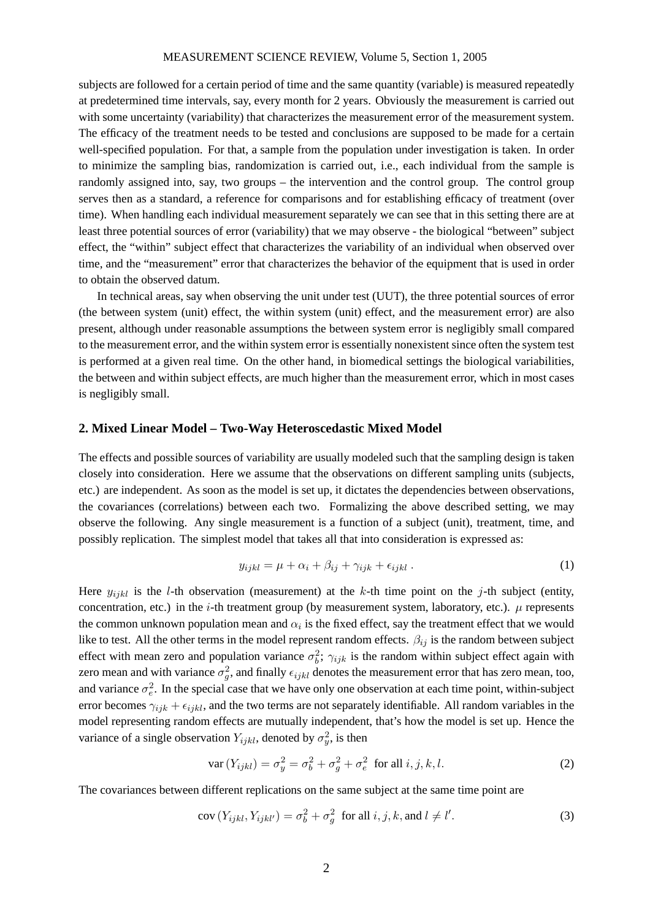subjects are followed for a certain period of time and the same quantity (variable) is measured repeatedly at predetermined time intervals, say, every month for 2 years. Obviously the measurement is carried out with some uncertainty (variability) that characterizes the measurement error of the measurement system. The efficacy of the treatment needs to be tested and conclusions are supposed to be made for a certain well-specified population. For that, a sample from the population under investigation is taken. In order to minimize the sampling bias, randomization is carried out, i.e., each individual from the sample is randomly assigned into, say, two groups – the intervention and the control group. The control group serves then as a standard, a reference for comparisons and for establishing efficacy of treatment (over time). When handling each individual measurement separately we can see that in this setting there are at least three potential sources of error (variability) that we may observe - the biological "between" subject effect, the "within" subject effect that characterizes the variability of an individual when observed over time, and the "measurement" error that characterizes the behavior of the equipment that is used in order to obtain the observed datum.

In technical areas, say when observing the unit under test (UUT), the three potential sources of error (the between system (unit) effect, the within system (unit) effect, and the measurement error) are also present, although under reasonable assumptions the between system error is negligibly small compared to the measurement error, and the within system error is essentially nonexistent since often the system test is performed at a given real time. On the other hand, in biomedical settings the biological variabilities, the between and within subject effects, are much higher than the measurement error, which in most cases is negligibly small.

## 2. Mixed Linear Model – Two-Way Heteroscedastic Mixed Model

The effects and possible sources of variability are usually modeled such that the sampling design is taken closely into consideration. Here we assume that the observations on different sampling units (subjects, etc.) are independent. As soon as the model is set up, it dictates the dependencies between observations, the covariances (correlations) between each two. Formalizing the above described setting, we may observe the following. Any single measurement is a function of a subject (unit), treatment, time, and possibly replication. The simplest model that takes all that into consideration is expressed as:

$$y_{ijkl} = \mu + \alpha_i + \beta_{ij} + \gamma_{ijk} + \epsilon_{ijkl}\,. \tag{1}$$

Here $y_{ijkl}$ is the $l$-th observation (measurement) at the $k$-th time point on the $j$-th subject (entity, concentration, etc.) in the $i$-th treatment group (by measurement system, laboratory, etc.). $\mu$ represents the common unknown population mean and $\alpha_i$ is the fixed effect, say the treatment effect that we would like to test. All the other terms in the model represent random effects. $\beta_{ij}$ is the random between subject effect with mean zero and population variance $\sigma_b^2$; $\gamma_{ijk}$ is the random within subject effect again with zero mean and with variance $\sigma_g^2$, and finally $\epsilon_{ijkl}$ denotes the measurement error that has zero mean, too, and variance $\sigma_e^2$. In the special case that we have only one observation at each time point, within-subject error becomes $\gamma_{ijk} + \epsilon_{ijkl}$, and the two terms are not separately identifiable. All random variables in the model representing random effects are mutually independent, that's how the model is set up. Hence the variance of a single observation $Y_{ijkl}$, denoted by $\sigma_y^2$, is then

$$\mathrm{var}\,(Y_{ijkl}) = \sigma_y^2 = \sigma_b^2 + \sigma_g^2 + \sigma_e^2 \;\text{ for all } i, j, k, l. \tag{2}$$

The covariances between different replications on the same subject at the same time point are

$$\mathrm{cov}\,(Y_{ijkl}, Y_{ijkl'}) = \sigma_b^2 + \sigma_g^2 \;\text{ for all } i, j, k, \text{and } l \neq l'. \tag{3}$$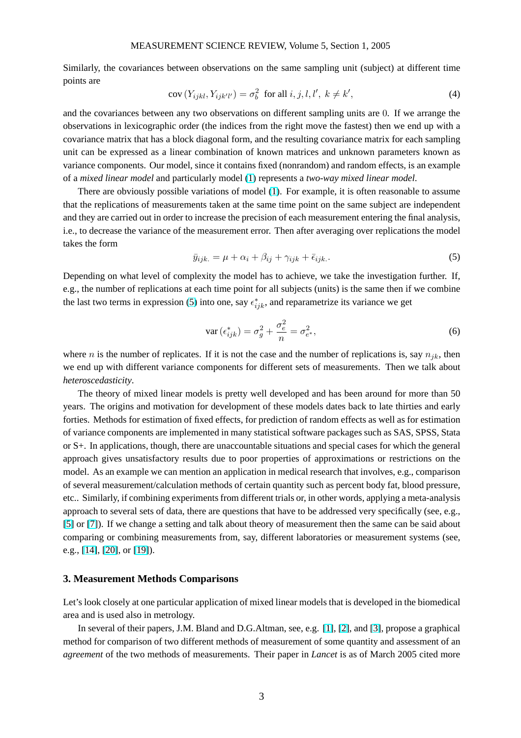Similarly, the covariances between observations on the same sampling unit (subject) at different time points are

$$\text{cov}\,(Y_{ijkl}, Y_{ijk'l'}) = \sigma_b^2 \;\text{ for all } i, j, l, l',\; k \neq k', \tag{4}$$

and the covariances between any two observations on different sampling units are $0$. If we arrange the observations in lexicographic order (the indices from the right move the fastest) then we end up with a covariance matrix that has a block diagonal form, and the resulting covariance matrix for each sampling unit can be expressed as a linear combination of known matrices and unknown parameters known as variance components. Our model, since it contains fixed (nonrandom) and random effects, is an example of a *mixed linear model* and particularly model (1) represents a *two-way mixed linear model*.

There are obviously possible variations of model (1). For example, it is often reasonable to assume that the replications of measurements taken at the same time point on the same subject are independent and they are carried out in order to increase the precision of each measurement entering the final analysis, i.e., to decrease the variance of the measurement error. Then after averaging over replications the model takes the form

$$\bar{y}_{ijk.} = \mu + \alpha_i + \beta_{ij} + \gamma_{ijk} + \bar{\epsilon}_{ijk.}. \tag{5}$$

Depending on what level of complexity the model has to achieve, we take the investigation further. If, e.g., the number of replications at each time point for all subjects (units) is the same then if we combine the last two terms in expression (5) into one, say $\epsilon^*_{ijk}$, and reparametrize its variance we get

$$\text{var}\,(\epsilon^*_{ijk}) = \sigma_g^2 + \frac{\sigma_e^2}{n} = \sigma_{e^*}^2, \tag{6}$$

where $n$ is the number of replicates. If it is not the case and the number of replications is, say $n_{jk}$, then we end up with different variance components for different sets of measurements. Then we talk about *heteroscedasticity*.

The theory of mixed linear models is pretty well developed and has been around for more than 50 years. The origins and motivation for development of these models dates back to late thirties and early forties. Methods for estimation of fixed effects, for prediction of random effects as well as for estimation of variance components are implemented in many statistical software packages such as SAS, SPSS, Stata or S+. In applications, though, there are unaccountable situations and special cases for which the general approach gives unsatisfactory results due to poor properties of approximations or restrictions on the model. As an example we can mention an application in medical research that involves, e.g., comparison of several measurement/calculation methods of certain quantity such as percent body fat, blood pressure, etc.. Similarly, if combining experiments from different trials or, in other words, applying a meta-analysis approach to several sets of data, there are questions that have to be addressed very specifically (see, e.g., [5] or [7]). If we change a setting and talk about theory of measurement then the same can be said about comparing or combining measurements from, say, different laboratories or measurement systems (see, e.g., [14], [20], or [19]).

### 3. Measurement Methods Comparisons

Let's look closely at one particular application of mixed linear models that is developed in the biomedical area and is used also in metrology.

In several of their papers, J.M. Bland and D.G.Altman, see, e.g. [1], [2], and [3], propose a graphical method for comparison of two different methods of measurement of some quantity and assessment of an *agreement* of the two methods of measurements. Their paper in *Lancet* is as of March 2005 cited more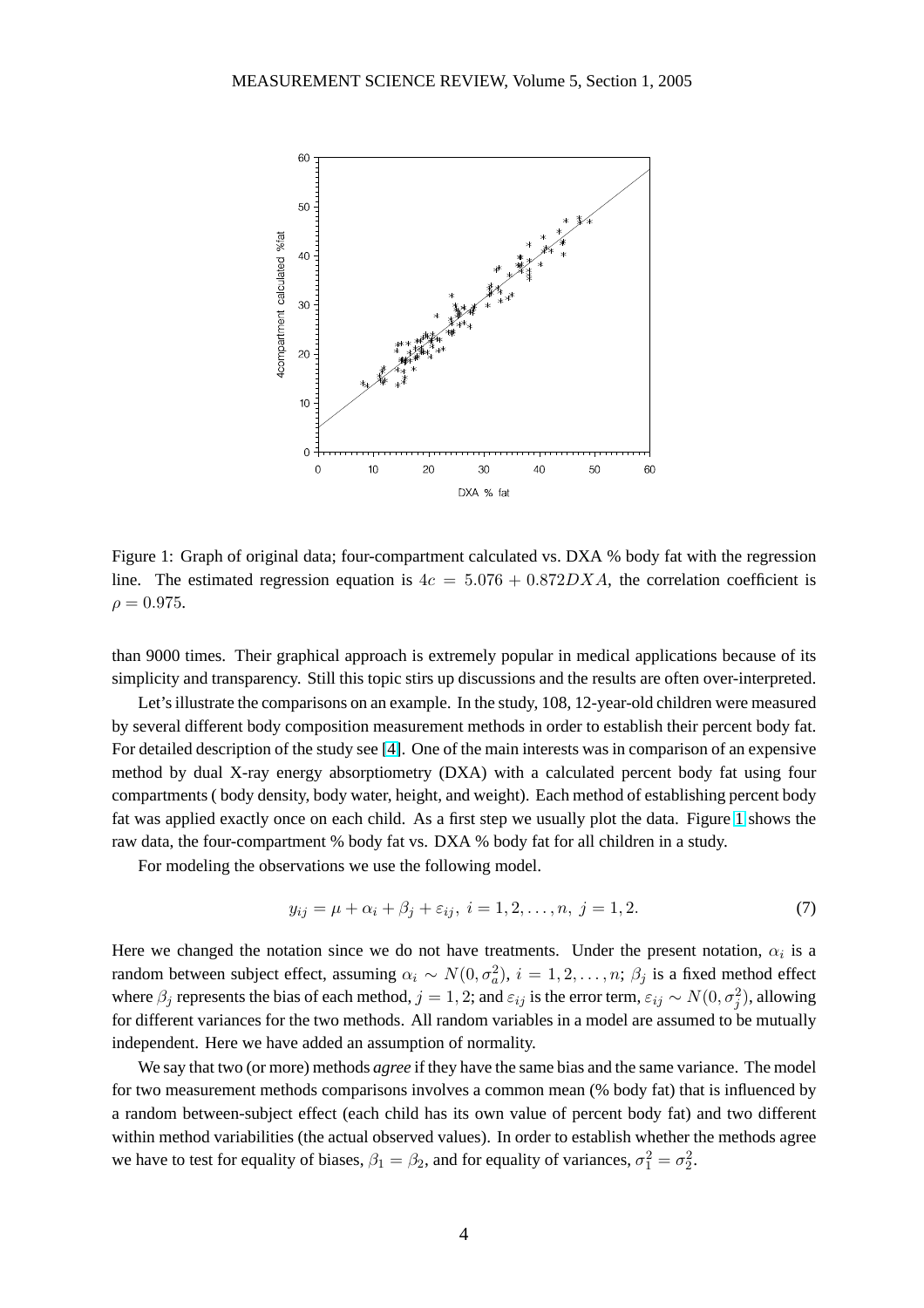Figure 1: Graph of original data; four-compartment calculated vs. DXA % body fat with the regression line. The estimated regression equation is $4c = 5.076 + 0.872DXA$, the correlation coefficient is $\rho = 0.975$.

than 9000 times. Their graphical approach is extremely popular in medical applications because of its simplicity and transparency. Still this topic stirs up discussions and the results are often over-interpreted.

Let's illustrate the comparisons on an example. In the study, 108, 12-year-old children were measured by several different body composition measurement methods in order to establish their percent body fat. For detailed description of the study see [4]. One of the main interests was in comparison of an expensive method by dual X-ray energy absorptiometry (DXA) with a calculated percent body fat using four compartments ( body density, body water, height, and weight). Each method of establishing percent body fat was applied exactly once on each child. As a first step we usually plot the data. Figure 1 shows the raw data, the four-compartment % body fat vs. DXA % body fat for all children in a study.

For modeling the observations we use the following model.

$$y_{ij} = \mu + \alpha_i + \beta_j + \varepsilon_{ij},\ i = 1, 2, \ldots, n,\ j = 1, 2. \tag{7}$$

Here we changed the notation since we do not have treatments. Under the present notation, $\alpha_i$ is a random between subject effect, assuming $\alpha_i \sim N(0, \sigma_a^2),\ i = 1, 2, \ldots, n$; $\beta_j$ is a fixed method effect where $\beta_j$ represents the bias of each method, $j = 1, 2$; and $\varepsilon_{ij}$ is the error term, $\varepsilon_{ij} \sim N(0, \sigma_j^2)$, allowing for different variances for the two methods. All random variables in a model are assumed to be mutually independent. Here we have added an assumption of normality.

We say that two (or more) methods *agree* if they have the same bias and the same variance. The model for two measurement methods comparisons involves a common mean (% body fat) that is influenced by a random between-subject effect (each child has its own value of percent body fat) and two different within method variabilities (the actual observed values). In order to establish whether the methods agree we have to test for equality of biases, $\beta_1 = \beta_2$, and for equality of variances, $\sigma_1^2 = \sigma_2^2$.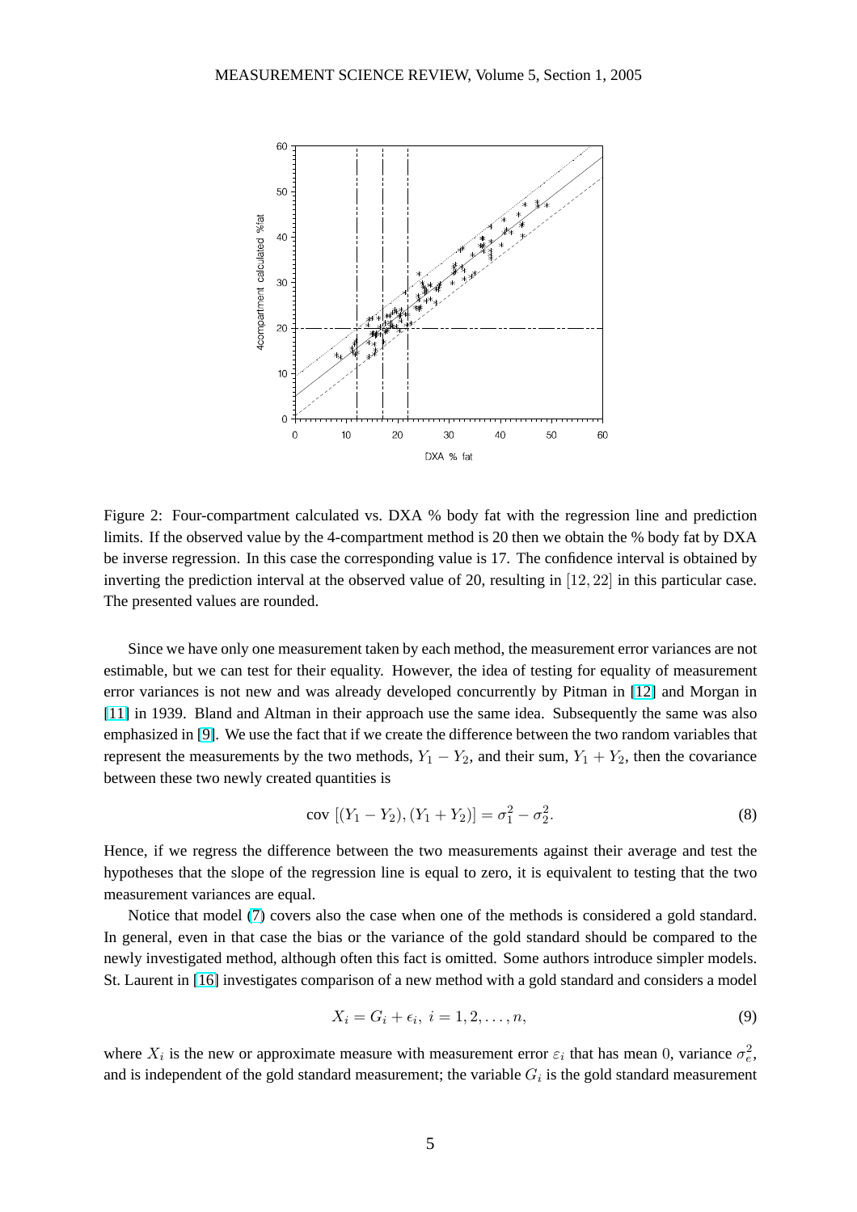Figure 2: Four-compartment calculated vs. DXA % body fat with the regression line and prediction limits. If the observed value by the 4-compartment method is 20 then we obtain the % body fat by DXA be inverse regression. In this case the corresponding value is 17. The confidence interval is obtained by inverting the prediction interval at the observed value of 20, resulting in $[12, 22]$ in this particular case. The presented values are rounded.

Since we have only one measurement taken by each method, the measurement error variances are not estimable, but we can test for their equality. However, the idea of testing for equality of measurement error variances is not new and was already developed concurrently by Pitman in [12] and Morgan in [11] in 1939. Bland and Altman in their approach use the same idea. Subsequently the same was also emphasized in [9]. We use the fact that if we create the difference between the two random variables that represent the measurements by the two methods, $Y_1 - Y_2$, and their sum, $Y_1 + Y_2$, then the covariance between these two newly created quantities is

$$\text{cov}\ [(Y_1 - Y_2), (Y_1 + Y_2)] = \sigma_1^2 - \sigma_2^2. \tag{8}$$

Hence, if we regress the difference between the two measurements against their average and test the hypotheses that the slope of the regression line is equal to zero, it is equivalent to testing that the two measurement variances are equal.

Notice that model (7) covers also the case when one of the methods is considered a gold standard. In general, even in that case the bias or the variance of the gold standard should be compared to the newly investigated method, although often this fact is omitted. Some authors introduce simpler models. St. Laurent in [16] investigates comparison of a new method with a gold standard and considers a model

$$X_i = G_i + \epsilon_i,\ i = 1, 2, \ldots, n, \tag{9}$$

where $X_i$ is the new or approximate measure with measurement error $\varepsilon_i$ that has mean $0$, variance $\sigma_e^2$, and is independent of the gold standard measurement; the variable $G_i$ is the gold standard measurement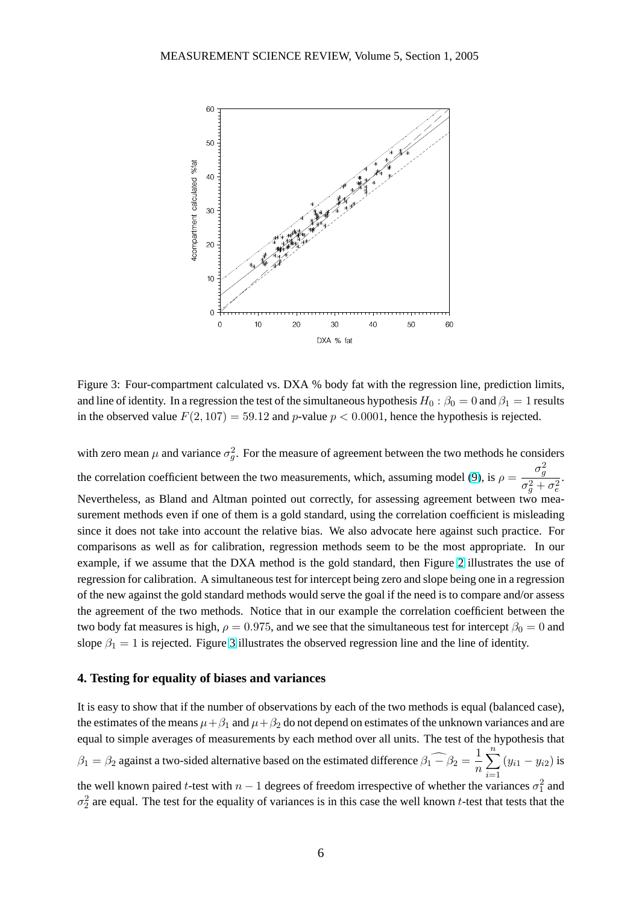Figure 3: Four-compartment calculated vs. DXA % body fat with the regression line, prediction limits, and line of identity. In a regression the test of the simultaneous hypothesis $H_0 : \beta_0 = 0$ and $\beta_1 = 1$ results in the observed value $F(2, 107) = 59.12$ and $p$-value $p < 0.0001$, hence the hypothesis is rejected.

with zero mean $\mu$ and variance $\sigma_g^2$. For the measure of agreement between the two methods he considers the correlation coefficient between the two measurements, which, assuming model (9), is $\rho = \dfrac{\sigma_g^2}{\sigma_g^2 + \sigma_e^2}$. Nevertheless, as Bland and Altman pointed out correctly, for assessing agreement between two measurement methods even if one of them is a gold standard, using the correlation coefficient is misleading since it does not take into account the relative bias. We also advocate here against such practice. For comparisons as well as for calibration, regression methods seem to be the most appropriate. In our example, if we assume that the DXA method is the gold standard, then Figure 2 illustrates the use of regression for calibration. A simultaneous test for intercept being zero and slope being one in a regression of the new against the gold standard methods would serve the goal if the need is to compare and/or assess the agreement of the two methods. Notice that in our example the correlation coefficient between the two body fat measures is high, $\rho = 0.975$, and we see that the simultaneous test for intercept $\beta_0 = 0$ and slope $\beta_1 = 1$ is rejected. Figure 3 illustrates the observed regression line and the line of identity.

## 4. Testing for equality of biases and variances

It is easy to show that if the number of observations by each of the two methods is equal (balanced case), the estimates of the means $\mu + \beta_1$ and $\mu + \beta_2$ do not depend on estimates of the unknown variances and are equal to simple averages of measurements by each method over all units. The test of the hypothesis that $\beta_1 = \beta_2$ against a two-sided alternative based on the estimated difference $\widehat{\beta_1 - \beta_2} = \dfrac{1}{n} \sum_{i=1}^{n} (y_{i1} - y_{i2})$ is the well known paired $t$-test with $n - 1$ degrees of freedom irrespective of whether the variances $\sigma_1^2$ and $\sigma_2^2$ are equal. The test for the equality of variances is in this case the well known $t$-test that tests that the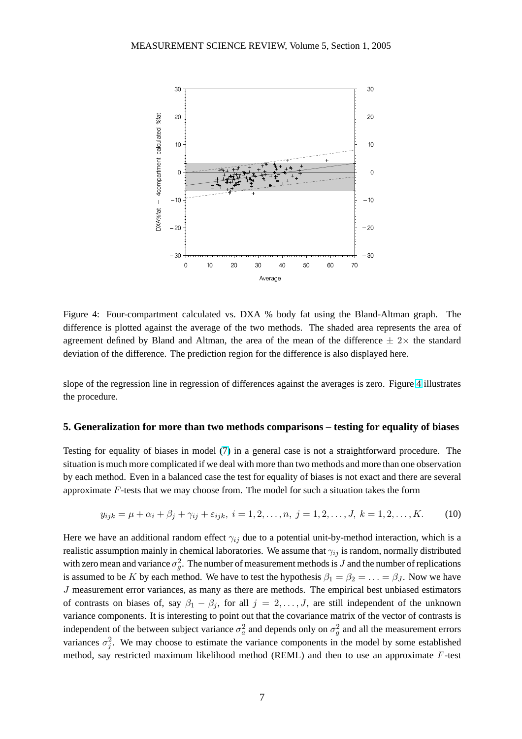Figure 4: Four-compartment calculated vs. DXA % body fat using the Bland-Altman graph. The difference is plotted against the average of the two methods. The shaded area represents the area of agreement defined by Bland and Altman, the area of the mean of the difference $\pm\ 2\times$ the standard deviation of the difference. The prediction region for the difference is also displayed here.

slope of the regression line in regression of differences against the averages is zero. Figure 4 illustrates the procedure.

### 5. Generalization for more than two methods comparisons – testing for equality of biases

Testing for equality of biases in model (7) in a general case is not a straightforward procedure. The situation is much more complicated if we deal with more than two methods and more than one observation by each method. Even in a balanced case the test for equality of biases is not exact and there are several approximate $F$-tests that we may choose from. The model for such a situation takes the form

$$y_{ijk} = \mu + \alpha_i + \beta_j + \gamma_{ij} + \varepsilon_{ijk},\ i = 1, 2, \ldots, n,\ j = 1, 2, \ldots, J,\ k = 1, 2, \ldots, K. \qquad (10)$$

Here we have an additional random effect $\gamma_{ij}$ due to a potential unit-by-method interaction, which is a realistic assumption mainly in chemical laboratories. We assume that $\gamma_{ij}$ is random, normally distributed with zero mean and variance $\sigma_g^2$. The number of measurement methods is $J$ and the number of replications is assumed to be $K$ by each method. We have to test the hypothesis $\beta_1 = \beta_2 = \ldots = \beta_J$. Now we have $J$ measurement error variances, as many as there are methods. The empirical best unbiased estimators of contrasts on biases of, say $\beta_1 - \beta_j$, for all $j = 2, \ldots, J$, are still independent of the unknown variance components. It is interesting to point out that the covariance matrix of the vector of contrasts is independent of the between subject variance $\sigma_a^2$ and depends only on $\sigma_g^2$ and all the measurement errors variances $\sigma_j^2$. We may choose to estimate the variance components in the model by some established method, say restricted maximum likelihood method (REML) and then to use an approximate $F$-test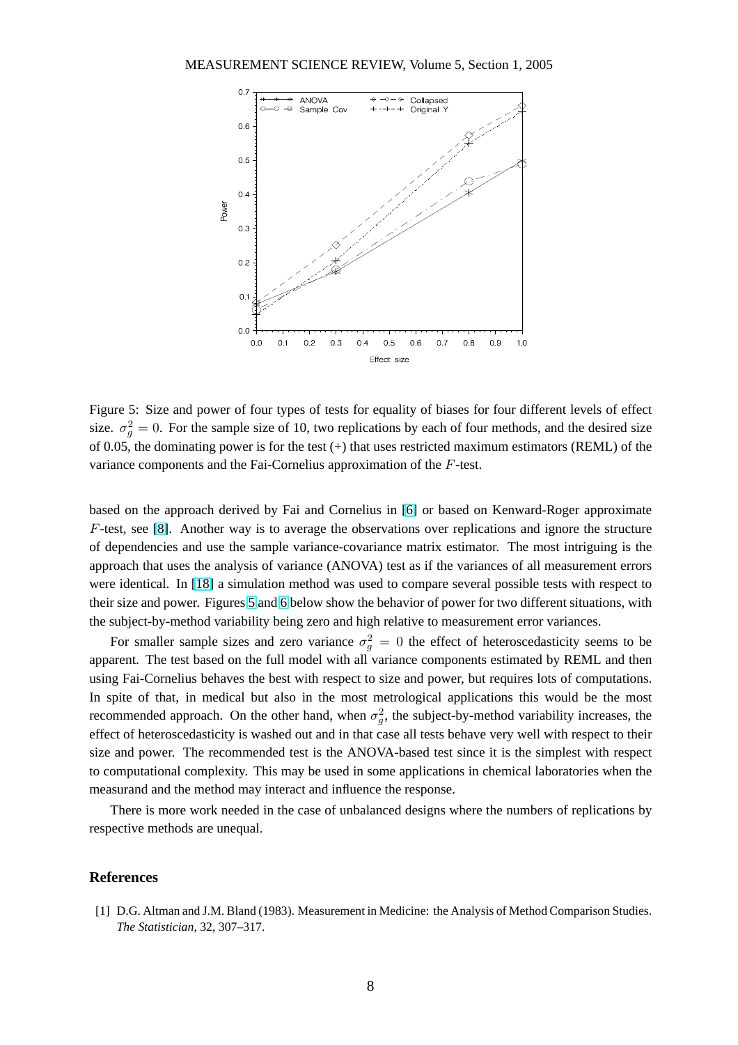Figure 5: Size and power of four types of tests for equality of biases for four different levels of effect size. $\sigma_g^2 = 0$. For the sample size of 10, two replications by each of four methods, and the desired size of 0.05, the dominating power is for the test (+) that uses restricted maximum estimators (REML) of the variance components and the Fai-Cornelius approximation of the $F$-test.

based on the approach derived by Fai and Cornelius in [6] or based on Kenward-Roger approximate $F$-test, see [8]. Another way is to average the observations over replications and ignore the structure of dependencies and use the sample variance-covariance matrix estimator. The most intriguing is the approach that uses the analysis of variance (ANOVA) test as if the variances of all measurement errors were identical. In [18] a simulation method was used to compare several possible tests with respect to their size and power. Figures 5 and 6 below show the behavior of power for two different situations, with the subject-by-method variability being zero and high relative to measurement error variances.

For smaller sample sizes and zero variance $\sigma_g^2 = 0$ the effect of heteroscedasticity seems to be apparent. The test based on the full model with all variance components estimated by REML and then using Fai-Cornelius behaves the best with respect to size and power, but requires lots of computations. In spite of that, in medical but also in the most metrological applications this would be the most recommended approach. On the other hand, when $\sigma_g^2$, the subject-by-method variability increases, the effect of heteroscedasticity is washed out and in that case all tests behave very well with respect to their size and power. The recommended test is the ANOVA-based test since it is the simplest with respect to computational complexity. This may be used in some applications in chemical laboratories when the measurand and the method may interact and influence the response.

There is more work needed in the case of unbalanced designs where the numbers of replications by respective methods are unequal.

## References

[1] D.G. Altman and J.M. Bland (1983). Measurement in Medicine: the Analysis of Method Comparison Studies. *The Statistician*, 32, 307–317.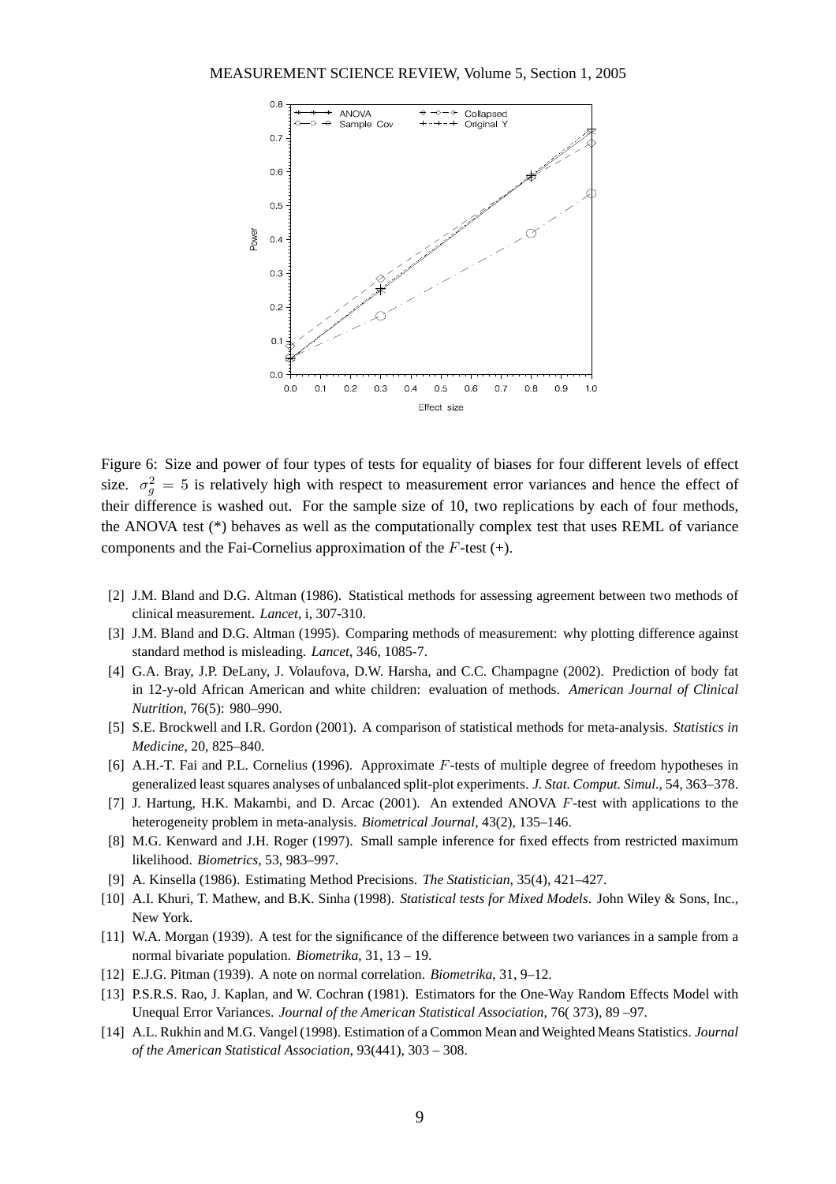Figure 6: Size and power of four types of tests for equality of biases for four different levels of effect size. $\sigma_g^2 = 5$ is relatively high with respect to measurement error variances and hence the effect of their difference is washed out. For the sample size of 10, two replications by each of four methods, the ANOVA test (*) behaves as well as the computationally complex test that uses REML of variance components and the Fai-Cornelius approximation of the $F$-test (+).

[2] J.M. Bland and D.G. Altman (1986). Statistical methods for assessing agreement between two methods of clinical measurement. *Lancet*, i, 307-310.

[3] J.M. Bland and D.G. Altman (1995). Comparing methods of measurement: why plotting difference against standard method is misleading. *Lancet*, 346, 1085-7.

[4] G.A. Bray, J.P. DeLany, J. Volaufova, D.W. Harsha, and C.C. Champagne (2002). Prediction of body fat in 12-y-old African American and white children: evaluation of methods. *American Journal of Clinical Nutrition*, 76(5): 980–990.

[5] S.E. Brockwell and I.R. Gordon (2001). A comparison of statistical methods for meta-analysis. *Statistics in Medicine*, 20, 825–840.

[6] A.H.-T. Fai and P.L. Cornelius (1996). Approximate $F$-tests of multiple degree of freedom hypotheses in generalized least squares analyses of unbalanced split-plot experiments. *J. Stat. Comput. Simul.*, 54, 363–378.

[7] J. Hartung, H.K. Makambi, and D. Arcac (2001). An extended ANOVA $F$-test with applications to the heterogeneity problem in meta-analysis. *Biometrical Journal*, 43(2), 135–146.

[8] M.G. Kenward and J.H. Roger (1997). Small sample inference for fixed effects from restricted maximum likelihood. *Biometrics*, 53, 983–997.

[9] A. Kinsella (1986). Estimating Method Precisions. *The Statistician*, 35(4), 421–427.

[10] A.I. Khuri, T. Mathew, and B.K. Sinha (1998). *Statistical tests for Mixed Models*. John Wiley & Sons, Inc., New York.

[11] W.A. Morgan (1939). A test for the significance of the difference between two variances in a sample from a normal bivariate population. *Biometrika*, 31, 13 – 19.

[12] E.J.G. Pitman (1939). A note on normal correlation. *Biometrika*, 31, 9–12.

[13] P.S.R.S. Rao, J. Kaplan, and W. Cochran (1981). Estimators for the One-Way Random Effects Model with Unequal Error Variances. *Journal of the American Statistical Association*, 76( 373), 89 –97.

[14] A.L. Rukhin and M.G. Vangel (1998). Estimation of a Common Mean and Weighted Means Statistics. *Journal of the American Statistical Association*, 93(441), 303 – 308.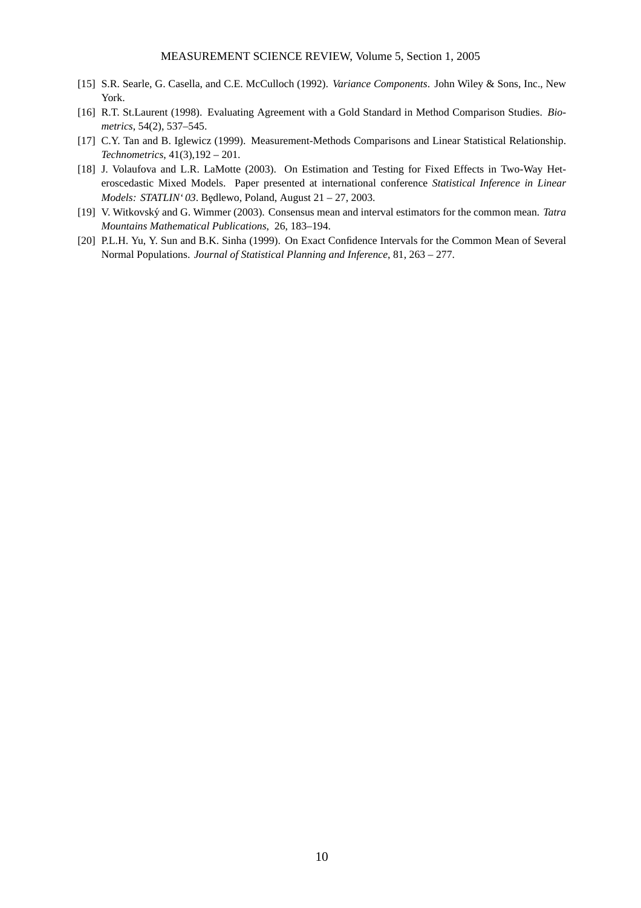[15] S.R. Searle, G. Casella, and C.E. McCulloch (1992). *Variance Components*. John Wiley & Sons, Inc., New York.

[16] R.T. St.Laurent (1998). Evaluating Agreement with a Gold Standard in Method Comparison Studies. *Biometrics*, 54(2), 537–545.

[17] C.Y. Tan and B. Iglewicz (1999). Measurement-Methods Comparisons and Linear Statistical Relationship. *Technometrics*, 41(3),192 – 201.

[18] J. Volaufova and L.R. LaMotte (2003). On Estimation and Testing for Fixed Effects in Two-Way Heteroscedastic Mixed Models. Paper presented at international conference *Statistical Inference in Linear Models: STATLIN' 03*. Będlewo, Poland, August 21 – 27, 2003.

[19] V. Witkovský and G. Wimmer (2003). Consensus mean and interval estimators for the common mean. *Tatra Mountains Mathematical Publications*, 26, 183–194.

[20] P.L.H. Yu, Y. Sun and B.K. Sinha (1999). On Exact Confidence Intervals for the Common Mean of Several Normal Populations. *Journal of Statistical Planning and Inference*, 81, 263 – 277.